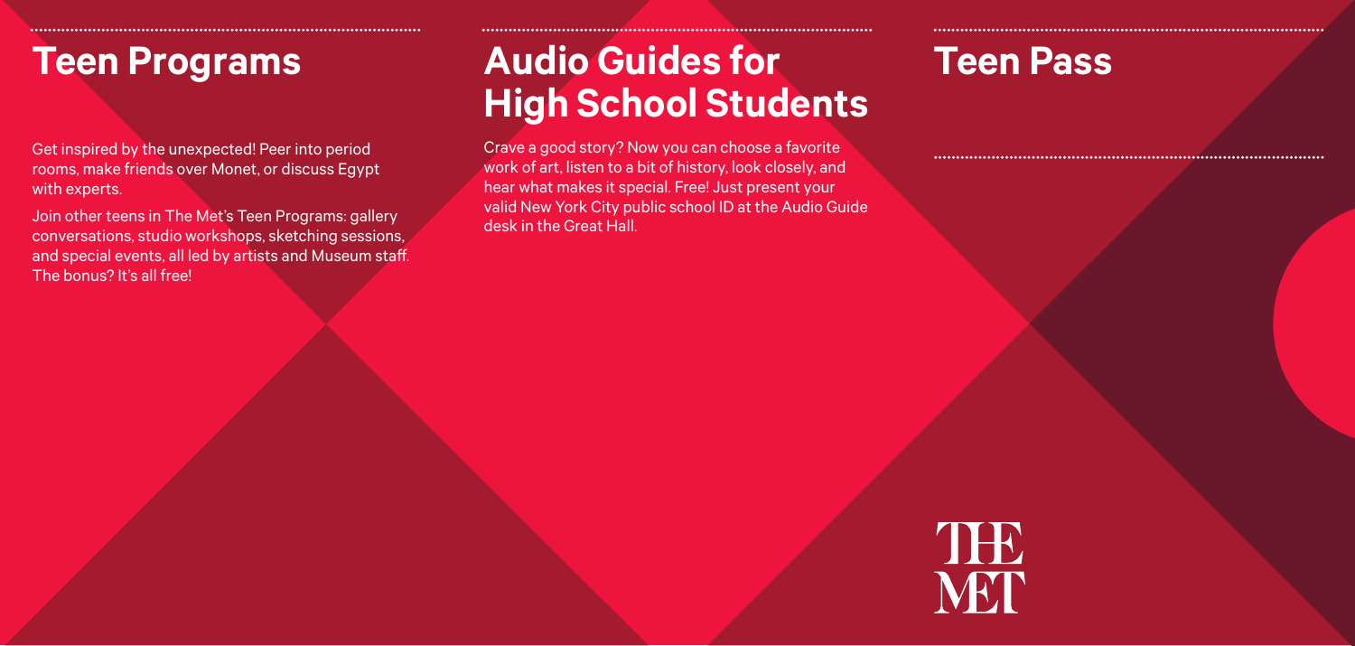## Teen Programs

Get inspired by the unexpected! Peer into period rooms, make friends over Monet, or discuss Egypt with experts.

Join other teens in The Met's Teen Programs: gallery conversations, studio workshops, sketching sessions, and special events, all led by artists and Museum staff. The bonus? It's all free!

## Audio Guides for High School Students

Crave a good story? Now you can choose a favorite work of art, listen to a bit of history, look closely, and hear what makes it special. Free! Just present your valid New York City public school ID at the Audio Guide desk in the Great Hall.

## Teen Pass

THE MET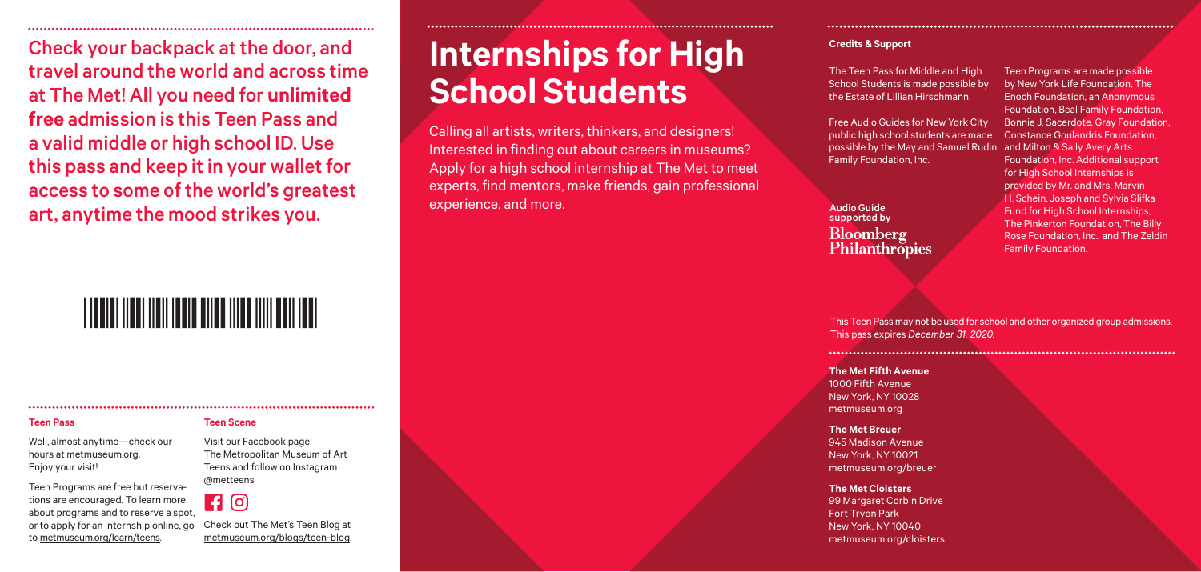**Check your backpack at the door, and travel around the world and across time at The Met! All you need for unlimited free admission is this Teen Pass and a valid middle or high school ID. Use this pass and keep it in your wallet for access to some of the world's greatest art, anytime the mood strikes you.**

### Teen Pass

Well, almost anytime—check our hours at metmuseum.org. Enjoy your visit!

Teen Programs are free but reservations are encouraged. To learn more about programs and to reserve a spot, or to apply for an internship online, go to metmuseum.org/learn/teens.

### Teen Scene

Visit our Facebook page! The Metropolitan Museum of Art Teens and follow on Instagram @metteens

Check out The Met's Teen Blog at metmuseum.org/blogs/teen-blog.

# Internships for High School Students

Calling all artists, writers, thinkers, and designers! Interested in finding out about careers in museums? Apply for a high school internship at The Met to meet experts, find mentors, make friends, gain professional experience, and more.

### Credits & Support

The Teen Pass for Middle and High School Students is made possible by the Estate of Lillian Hirschmann.

Free Audio Guides for New York City public high school students are made possible by the May and Samuel Rudin Family Foundation, Inc.

Audio Guide supported by Bloomberg Philanthropies

Teen Programs are made possible by New York Life Foundation, The Enoch Foundation, an Anonymous Foundation, Beal Family Foundation, Bonnie J. Sacerdote, Gray Foundation, Constance Goulandris Foundation, and Milton & Sally Avery Arts Foundation, Inc. Additional support for High School Internships is provided by Mr. and Mrs. Marvin H. Schein, Joseph and Sylvia Slifka Fund for High School Internships, The Pinkerton Foundation, The Billy Rose Foundation, Inc., and The Zeldin Family Foundation.

This Teen Pass may not be used for school and other organized group admissions. This pass expires *December 31, 2020.*

**The Met Fifth Avenue**
1000 Fifth Avenue
New York, NY 10028
metmuseum.org

**The Met Breuer**
945 Madison Avenue
New York, NY 10021
metmuseum.org/breuer

**The Met Cloisters**
99 Margaret Corbin Drive
Fort Tryon Park
New York, NY 10040
metmuseum.org/cloisters